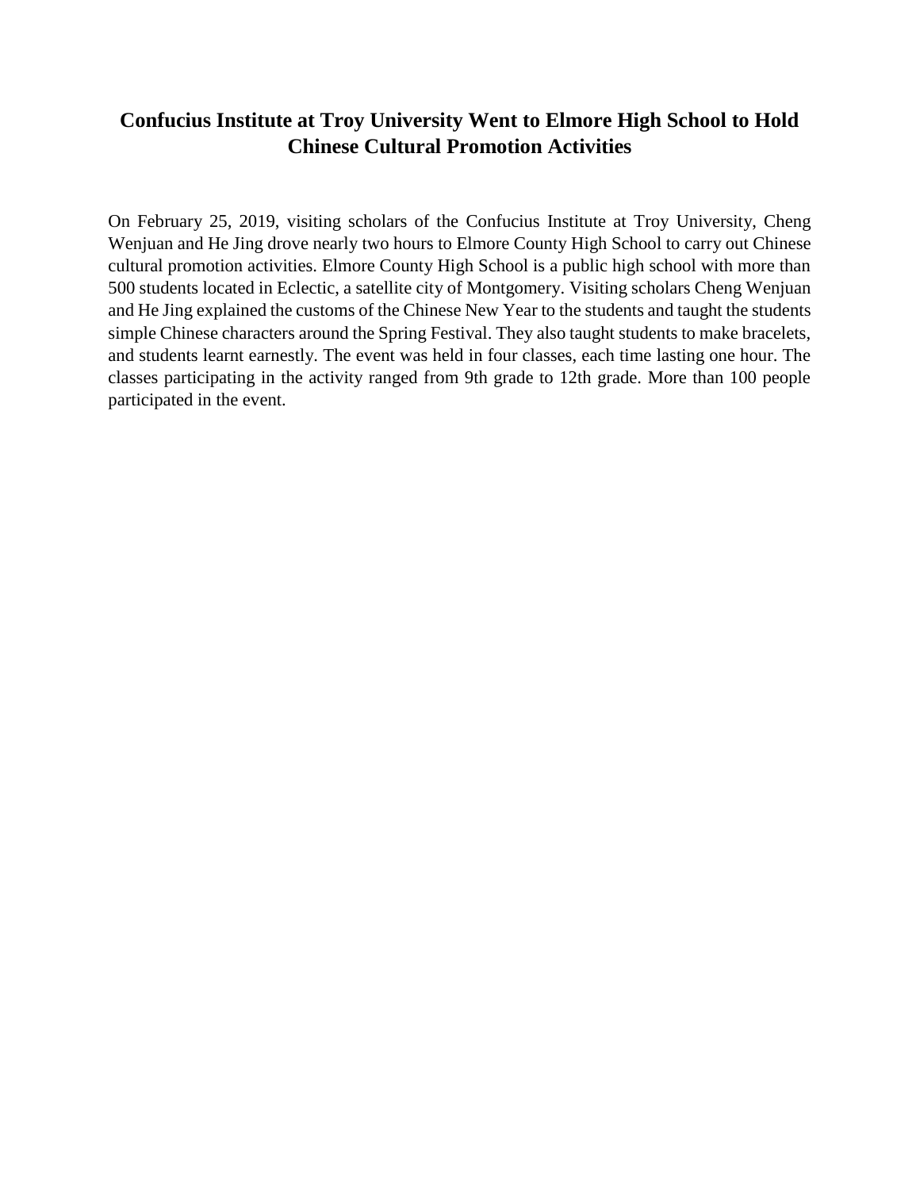# Confucius Institute at Troy University Went to Elmore High School to Hold Chinese Cultural Promotion Activities

On February 25, 2019, visiting scholars of the Confucius Institute at Troy University, Cheng Wenjuan and He Jing drove nearly two hours to Elmore County High School to carry out Chinese cultural promotion activities. Elmore County High School is a public high school with more than 500 students located in Eclectic, a satellite city of Montgomery. Visiting scholars Cheng Wenjuan and He Jing explained the customs of the Chinese New Year to the students and taught the students simple Chinese characters around the Spring Festival. They also taught students to make bracelets, and students learnt earnestly. The event was held in four classes, each time lasting one hour. The classes participating in the activity ranged from 9th grade to 12th grade. More than 100 people participated in the event.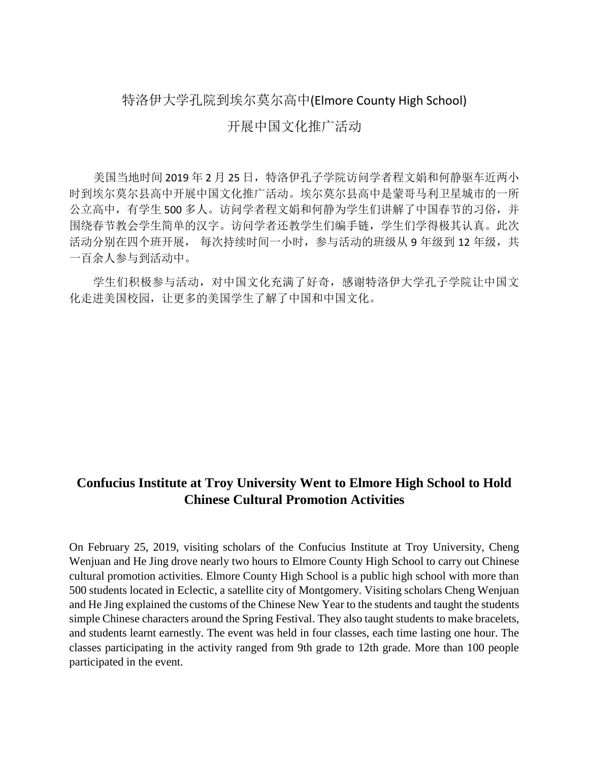# 特洛伊大学孔院到埃尔莫尔高中(Elmore County High School)

# 开展中国文化推广活动

美国当地时间 2019 年 2 月 25 日，特洛伊孔子学院访问学者程文娟和何静驱车近两小时到埃尔莫尔县高中开展中国文化推广活动。埃尔莫尔县高中是蒙哥马利卫星城市的一所公立高中，有学生 500 多人。访问学者程文娟和何静为学生们讲解了中国春节的习俗，并围绕春节教会学生简单的汉字。访问学者还教学生们编手链，学生们学得极其认真。此次活动分别在四个班开展， 每次持续时间一小时，参与活动的班级从 9 年级到 12 年级，共一百余人参与到活动中。

学生们积极参与活动，对中国文化充满了好奇，感谢特洛伊大学孔子学院让中国文化走进美国校园，让更多的美国学生了解了中国和中国文化。

## Confucius Institute at Troy University Went to Elmore High School to Hold Chinese Cultural Promotion Activities

On February 25, 2019, visiting scholars of the Confucius Institute at Troy University, Cheng Wenjuan and He Jing drove nearly two hours to Elmore County High School to carry out Chinese cultural promotion activities. Elmore County High School is a public high school with more than 500 students located in Eclectic, a satellite city of Montgomery. Visiting scholars Cheng Wenjuan and He Jing explained the customs of the Chinese New Year to the students and taught the students simple Chinese characters around the Spring Festival. They also taught students to make bracelets, and students learnt earnestly. The event was held in four classes, each time lasting one hour. The classes participating in the activity ranged from 9th grade to 12th grade. More than 100 people participated in the event.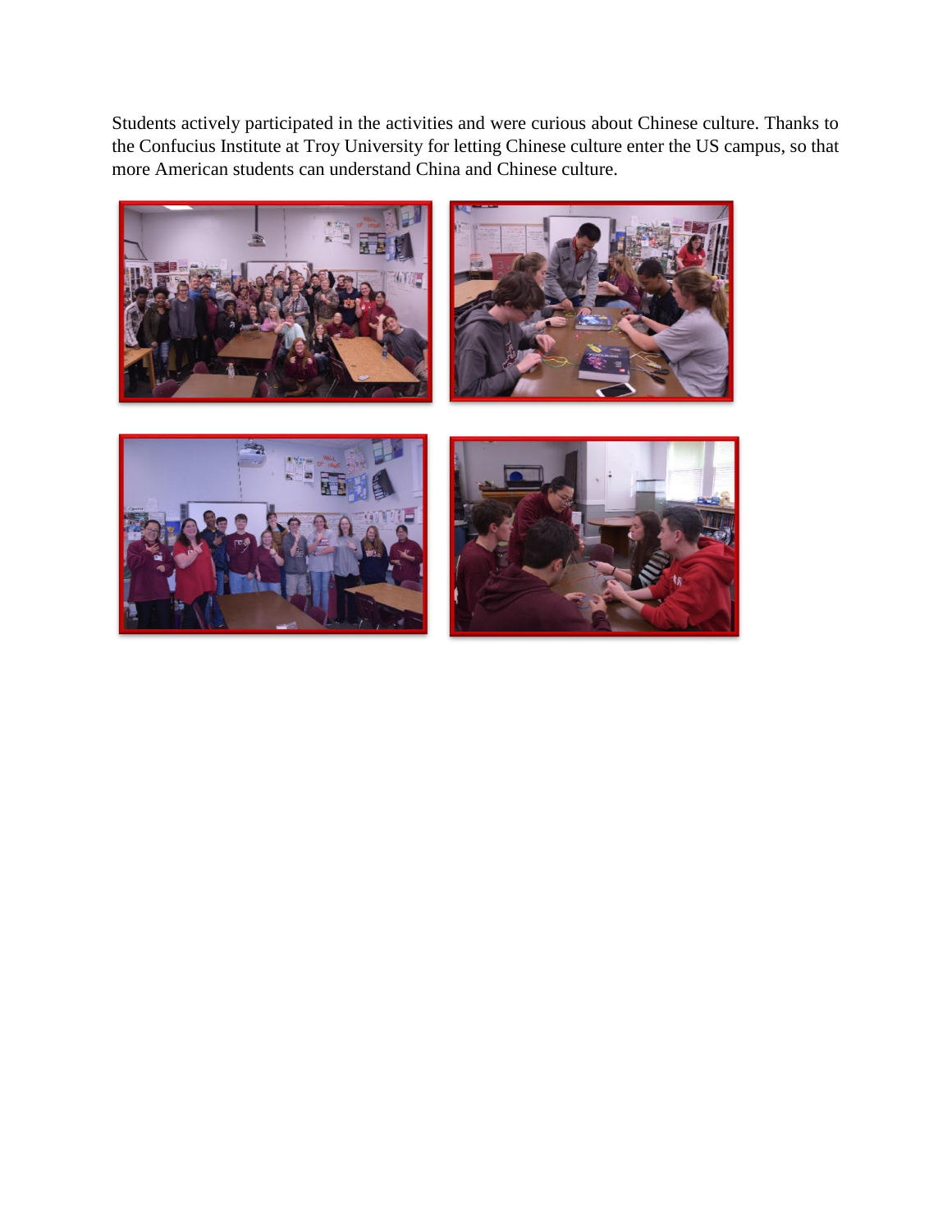Students actively participated in the activities and were curious about Chinese culture. Thanks to the Confucius Institute at Troy University for letting Chinese culture enter the US campus, so that more American students can understand China and Chinese culture.